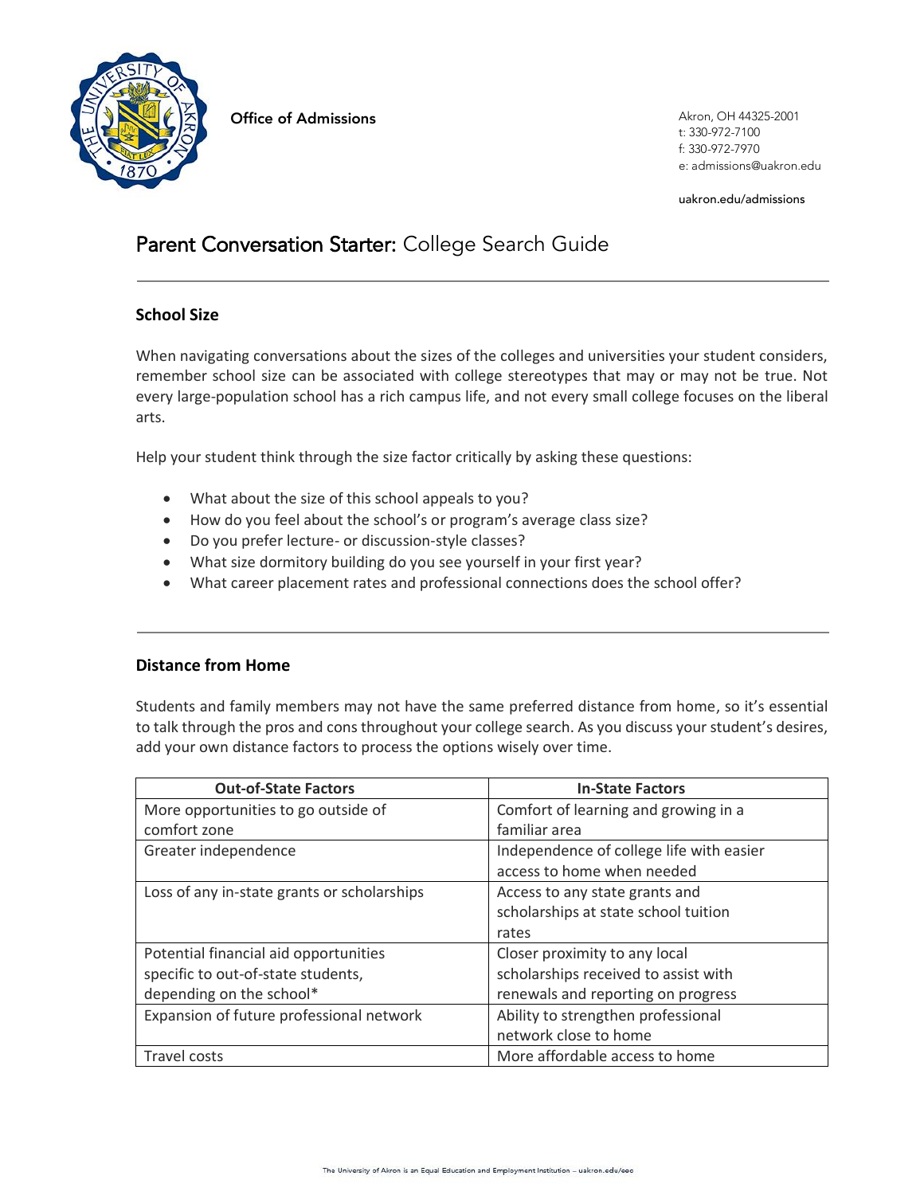Office of Admissions

Akron, OH 44325-2001
t: 330-972-7100
f: 330-972-7970
e: admissions@uakron.edu

uakron.edu/admissions

# Parent Conversation Starter: College Search Guide

---

## School Size

When navigating conversations about the sizes of the colleges and universities your student considers, remember school size can be associated with college stereotypes that may or may not be true. Not every large-population school has a rich campus life, and not every small college focuses on the liberal arts.

Help your student think through the size factor critically by asking these questions:

- What about the size of this school appeals to you?
- How do you feel about the school's or program's average class size?
- Do you prefer lecture- or discussion-style classes?
- What size dormitory building do you see yourself in your first year?
- What career placement rates and professional connections does the school offer?

---

## Distance from Home

Students and family members may not have the same preferred distance from home, so it's essential to talk through the pros and cons throughout your college search. As you discuss your student's desires, add your own distance factors to process the options wisely over time.

| Out-of-State Factors | In-State Factors |
|---|---|
| More opportunities to go outside of comfort zone | Comfort of learning and growing in a familiar area |
| Greater independence | Independence of college life with easier access to home when needed |
| Loss of any in-state grants or scholarships | Access to any state grants and scholarships at state school tuition rates |
| Potential financial aid opportunities specific to out-of-state students, depending on the school* | Closer proximity to any local scholarships received to assist with renewals and reporting on progress |
| Expansion of future professional network | Ability to strengthen professional network close to home |
| Travel costs | More affordable access to home |

The University of Akron is an Equal Education and Employment Institution – uakron.edu/eeo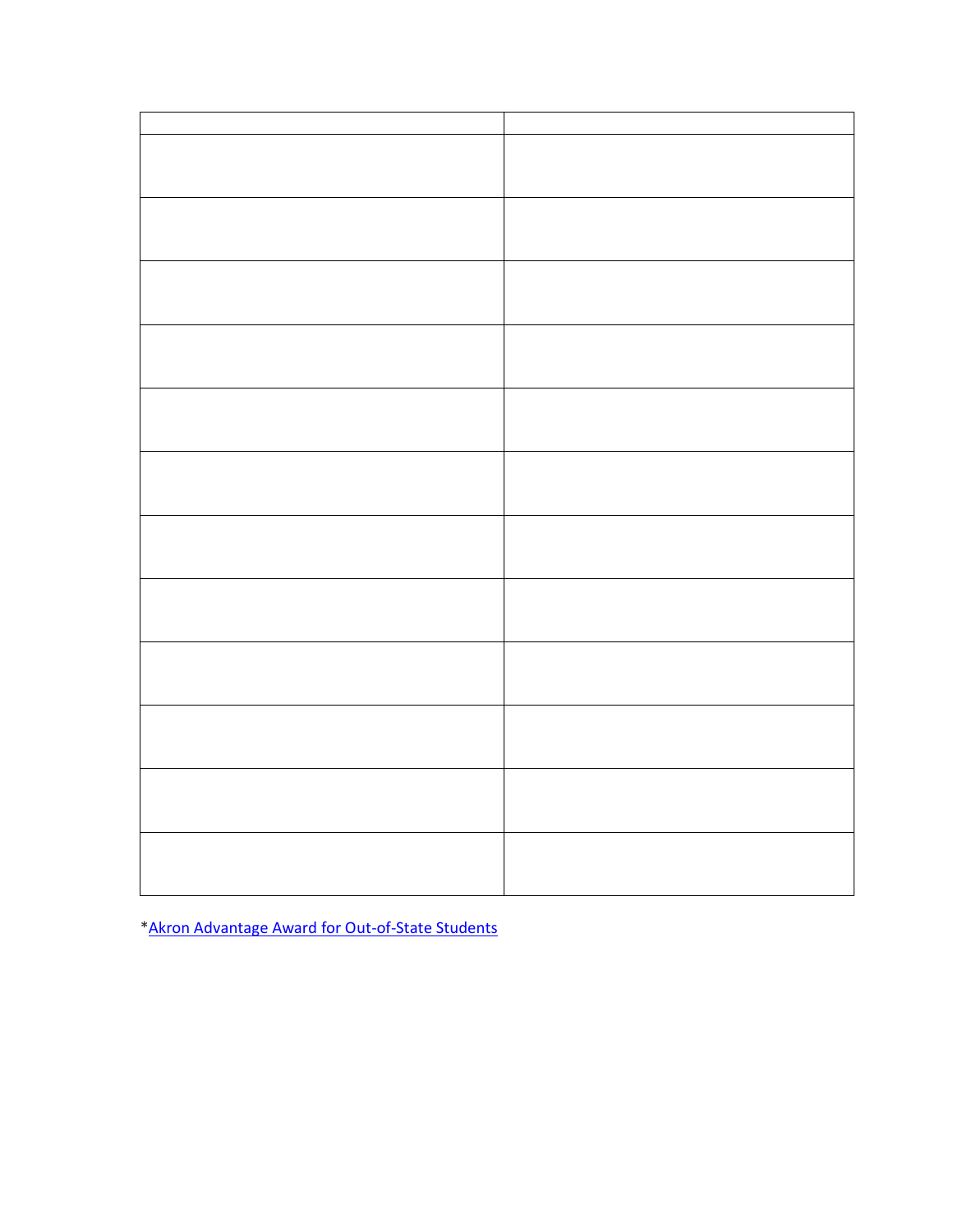| | |
|---|---|
| | |
| | |
| | |
| | |
| | |
| | |
| | |
| | |
| | |
| | |
| | |
| | |

*Akron Advantage Award for Out-of-State Students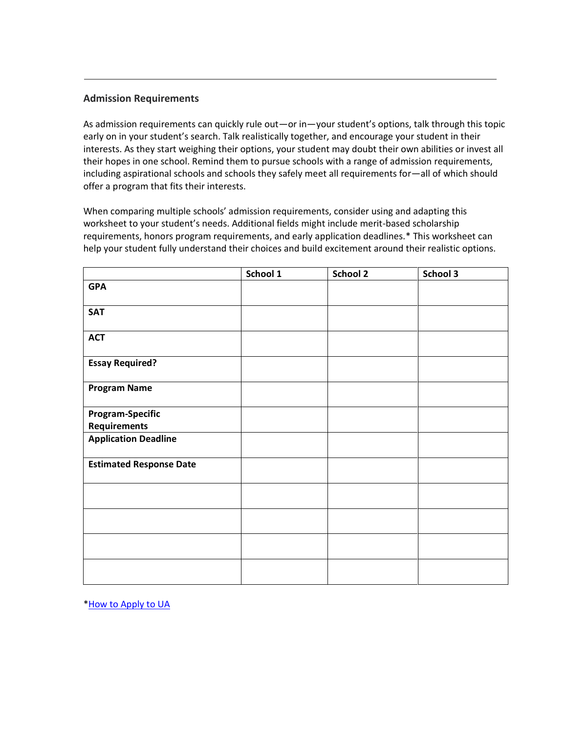## Admission Requirements

As admission requirements can quickly rule out—or in—your student's options, talk through this topic early on in your student's search. Talk realistically together, and encourage your student in their interests. As they start weighing their options, your student may doubt their own abilities or invest all their hopes in one school. Remind them to pursue schools with a range of admission requirements, including aspirational schools and schools they safely meet all requirements for—all of which should offer a program that fits their interests.

When comparing multiple schools' admission requirements, consider using and adapting this worksheet to your student's needs. Additional fields might include merit-based scholarship requirements, honors program requirements, and early application deadlines.* This worksheet can help your student fully understand their choices and build excitement around their realistic options.

| | School 1 | School 2 | School 3 |
|---|---|---|---|
| **GPA** | | | |
| **SAT** | | | |
| **ACT** | | | |
| **Essay Required?** | | | |
| **Program Name** | | | |
| **Program-Specific Requirements** | | | |
| **Application Deadline** | | | |
| **Estimated Response Date** | | | |
| | | | |
| | | | |
| | | | |
| | | | |

*[How to Apply to UA]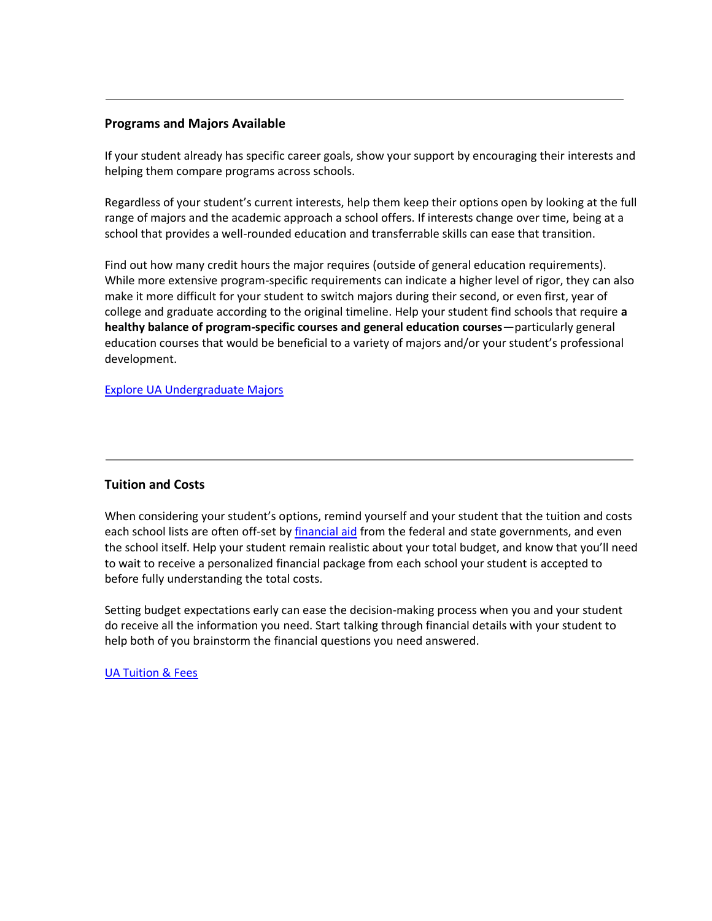---

## Programs and Majors Available

If your student already has specific career goals, show your support by encouraging their interests and helping them compare programs across schools.

Regardless of your student's current interests, help them keep their options open by looking at the full range of majors and the academic approach a school offers. If interests change over time, being at a school that provides a well-rounded education and transferrable skills can ease that transition.

Find out how many credit hours the major requires (outside of general education requirements). While more extensive program-specific requirements can indicate a higher level of rigor, they can also make it more difficult for your student to switch majors during their second, or even first, year of college and graduate according to the original timeline. Help your student find schools that require **a healthy balance of program-specific courses and general education courses**—particularly general education courses that would be beneficial to a variety of majors and/or your student's professional development.

Explore UA Undergraduate Majors

---

## Tuition and Costs

When considering your student's options, remind yourself and your student that the tuition and costs each school lists are often off-set by financial aid from the federal and state governments, and even the school itself. Help your student remain realistic about your total budget, and know that you'll need to wait to receive a personalized financial package from each school your student is accepted to before fully understanding the total costs.

Setting budget expectations early can ease the decision-making process when you and your student do receive all the information you need. Start talking through financial details with your student to help both of you brainstorm the financial questions you need answered.

UA Tuition & Fees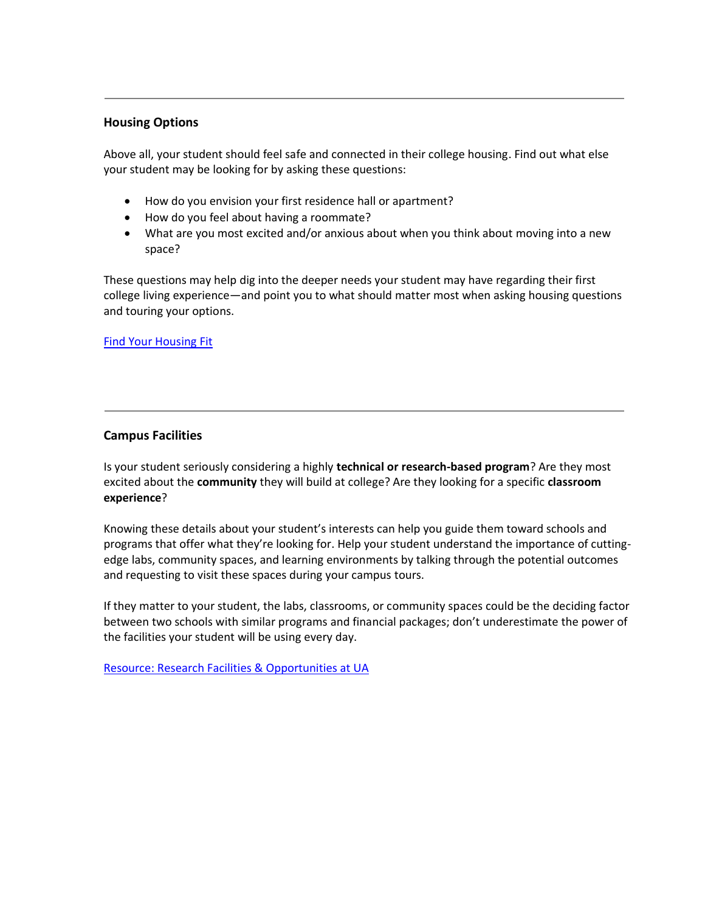---

**Housing Options**

Above all, your student should feel safe and connected in their college housing. Find out what else your student may be looking for by asking these questions:

- How do you envision your first residence hall or apartment?
- How do you feel about having a roommate?
- What are you most excited and/or anxious about when you think about moving into a new space?

These questions may help dig into the deeper needs your student may have regarding their first college living experience—and point you to what should matter most when asking housing questions and touring your options.

Find Your Housing Fit

---

**Campus Facilities**

Is your student seriously considering a highly **technical or research-based program**? Are they most excited about the **community** they will build at college? Are they looking for a specific **classroom experience**?

Knowing these details about your student's interests can help you guide them toward schools and programs that offer what they're looking for. Help your student understand the importance of cutting-edge labs, community spaces, and learning environments by talking through the potential outcomes and requesting to visit these spaces during your campus tours.

If they matter to your student, the labs, classrooms, or community spaces could be the deciding factor between two schools with similar programs and financial packages; don't underestimate the power of the facilities your student will be using every day.

Resource: Research Facilities & Opportunities at UA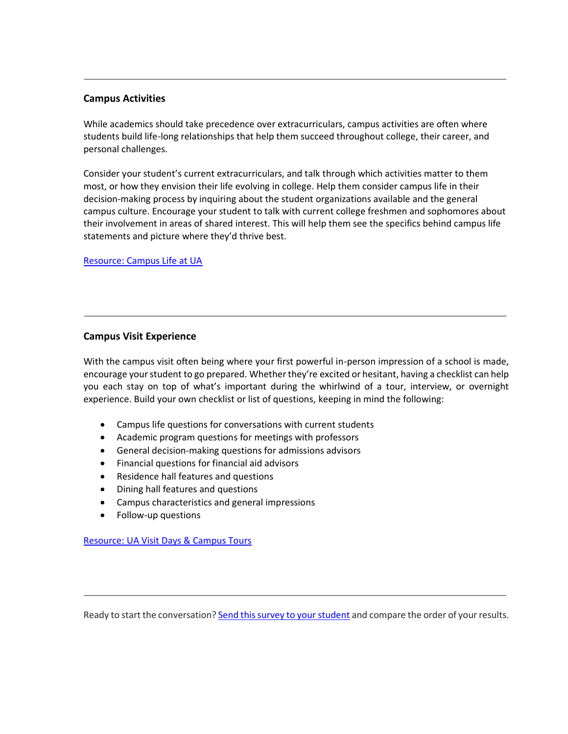---

**Campus Activities**

While academics should take precedence over extracurriculars, campus activities are often where students build life-long relationships that help them succeed throughout college, their career, and personal challenges.

Consider your student's current extracurriculars, and talk through which activities matter to them most, or how they envision their life evolving in college. Help them consider campus life in their decision-making process by inquiring about the student organizations available and the general campus culture. Encourage your student to talk with current college freshmen and sophomores about their involvement in areas of shared interest. This will help them see the specifics behind campus life statements and picture where they'd thrive best.

Resource: Campus Life at UA

---

**Campus Visit Experience**

With the campus visit often being where your first powerful in-person impression of a school is made, encourage your student to go prepared. Whether they're excited or hesitant, having a checklist can help you each stay on top of what's important during the whirlwind of a tour, interview, or overnight experience. Build your own checklist or list of questions, keeping in mind the following:

- Campus life questions for conversations with current students
- Academic program questions for meetings with professors
- General decision-making questions for admissions advisors
- Financial questions for financial aid advisors
- Residence hall features and questions
- Dining hall features and questions
- Campus characteristics and general impressions
- Follow-up questions

Resource: UA Visit Days & Campus Tours

---

Ready to start the conversation? Send this survey to your student and compare the order of your results.